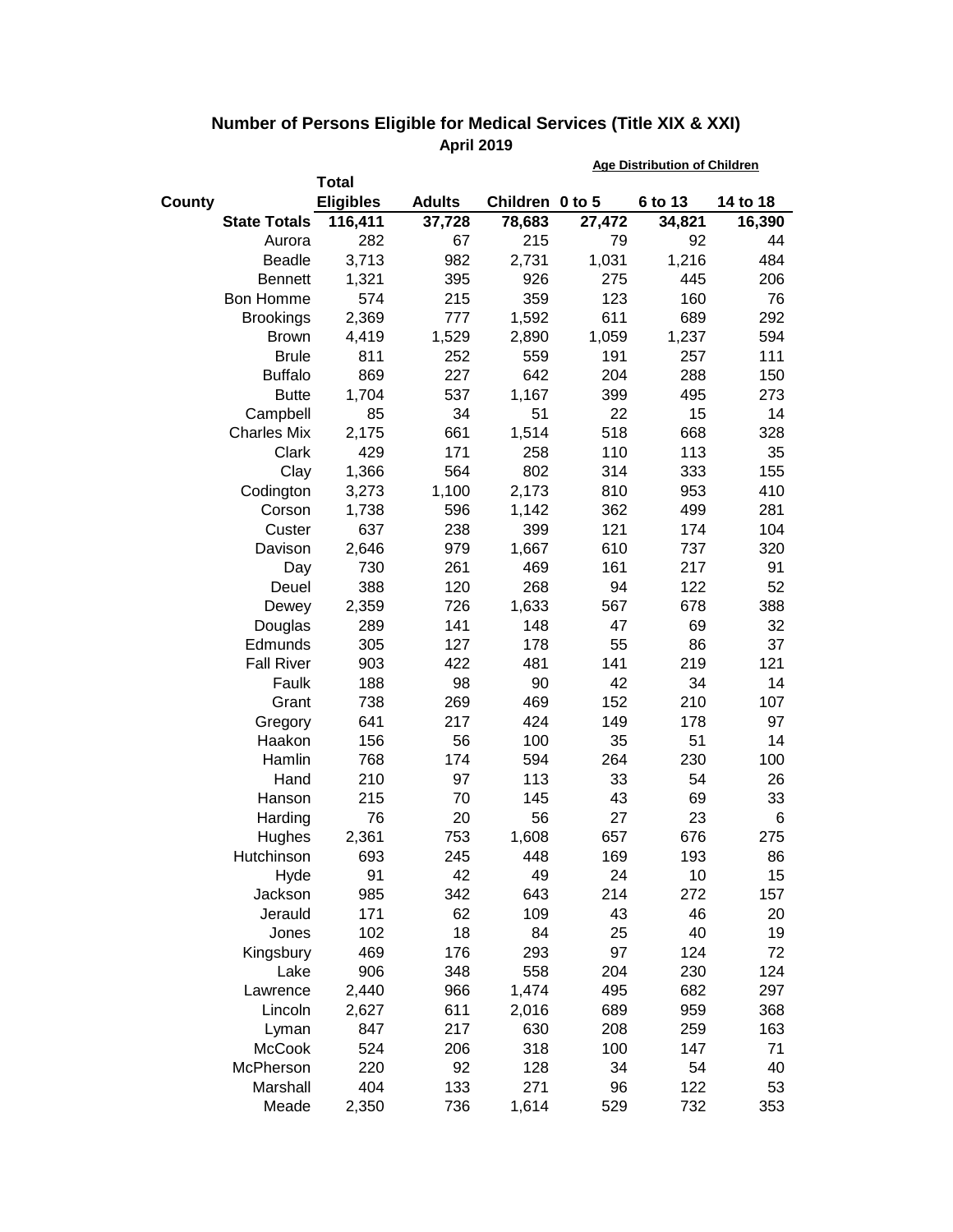## Number of Persons Eligible for Medical Services (Title XIX & XXI)

### April 2019

| County | Total Eligibles | Adults | Children | Age Distribution of Children 0 to 5 | 6 to 13 | 14 to 18 |
|---|---|---|---|---|---|---|
| **State Totals** | **116,411** | **37,728** | **78,683** | **27,472** | **34,821** | **16,390** |
| Aurora | 282 | 67 | 215 | 79 | 92 | 44 |
| Beadle | 3,713 | 982 | 2,731 | 1,031 | 1,216 | 484 |
| Bennett | 1,321 | 395 | 926 | 275 | 445 | 206 |
| Bon Homme | 574 | 215 | 359 | 123 | 160 | 76 |
| Brookings | 2,369 | 777 | 1,592 | 611 | 689 | 292 |
| Brown | 4,419 | 1,529 | 2,890 | 1,059 | 1,237 | 594 |
| Brule | 811 | 252 | 559 | 191 | 257 | 111 |
| Buffalo | 869 | 227 | 642 | 204 | 288 | 150 |
| Butte | 1,704 | 537 | 1,167 | 399 | 495 | 273 |
| Campbell | 85 | 34 | 51 | 22 | 15 | 14 |
| Charles Mix | 2,175 | 661 | 1,514 | 518 | 668 | 328 |
| Clark | 429 | 171 | 258 | 110 | 113 | 35 |
| Clay | 1,366 | 564 | 802 | 314 | 333 | 155 |
| Codington | 3,273 | 1,100 | 2,173 | 810 | 953 | 410 |
| Corson | 1,738 | 596 | 1,142 | 362 | 499 | 281 |
| Custer | 637 | 238 | 399 | 121 | 174 | 104 |
| Davison | 2,646 | 979 | 1,667 | 610 | 737 | 320 |
| Day | 730 | 261 | 469 | 161 | 217 | 91 |
| Deuel | 388 | 120 | 268 | 94 | 122 | 52 |
| Dewey | 2,359 | 726 | 1,633 | 567 | 678 | 388 |
| Douglas | 289 | 141 | 148 | 47 | 69 | 32 |
| Edmunds | 305 | 127 | 178 | 55 | 86 | 37 |
| Fall River | 903 | 422 | 481 | 141 | 219 | 121 |
| Faulk | 188 | 98 | 90 | 42 | 34 | 14 |
| Grant | 738 | 269 | 469 | 152 | 210 | 107 |
| Gregory | 641 | 217 | 424 | 149 | 178 | 97 |
| Haakon | 156 | 56 | 100 | 35 | 51 | 14 |
| Hamlin | 768 | 174 | 594 | 264 | 230 | 100 |
| Hand | 210 | 97 | 113 | 33 | 54 | 26 |
| Hanson | 215 | 70 | 145 | 43 | 69 | 33 |
| Harding | 76 | 20 | 56 | 27 | 23 | 6 |
| Hughes | 2,361 | 753 | 1,608 | 657 | 676 | 275 |
| Hutchinson | 693 | 245 | 448 | 169 | 193 | 86 |
| Hyde | 91 | 42 | 49 | 24 | 10 | 15 |
| Jackson | 985 | 342 | 643 | 214 | 272 | 157 |
| Jerauld | 171 | 62 | 109 | 43 | 46 | 20 |
| Jones | 102 | 18 | 84 | 25 | 40 | 19 |
| Kingsbury | 469 | 176 | 293 | 97 | 124 | 72 |
| Lake | 906 | 348 | 558 | 204 | 230 | 124 |
| Lawrence | 2,440 | 966 | 1,474 | 495 | 682 | 297 |
| Lincoln | 2,627 | 611 | 2,016 | 689 | 959 | 368 |
| Lyman | 847 | 217 | 630 | 208 | 259 | 163 |
| McCook | 524 | 206 | 318 | 100 | 147 | 71 |
| McPherson | 220 | 92 | 128 | 34 | 54 | 40 |
| Marshall | 404 | 133 | 271 | 96 | 122 | 53 |
| Meade | 2,350 | 736 | 1,614 | 529 | 732 | 353 |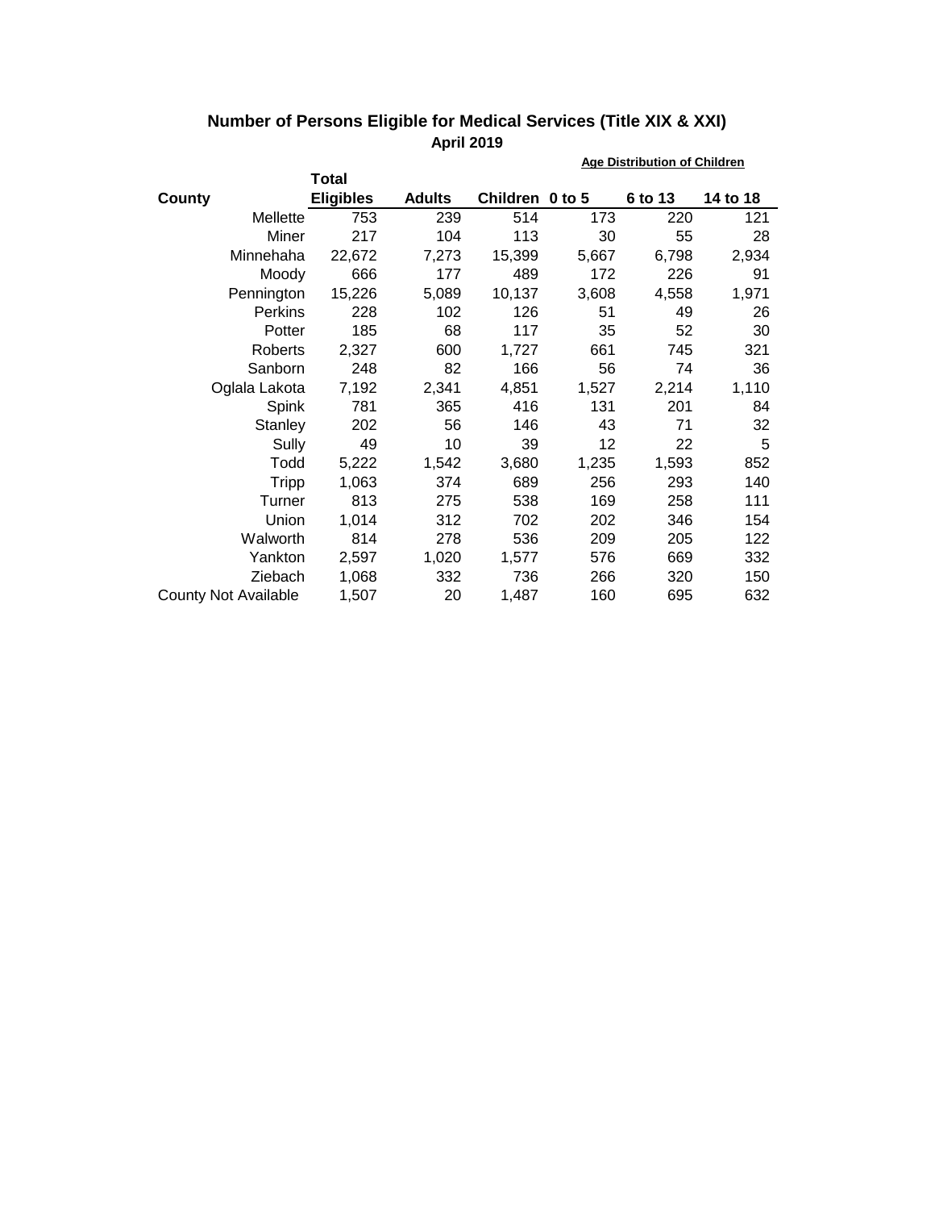## Number of Persons Eligible for Medical Services (Title XIX & XXI)

### April 2019

| County | Total Eligibles | Adults | Children | Age Distribution of Children 0 to 5 | 6 to 13 | 14 to 18 |
|---|---|---|---|---|---|---|
| Mellette | 753 | 239 | 514 | 173 | 220 | 121 |
| Miner | 217 | 104 | 113 | 30 | 55 | 28 |
| Minnehaha | 22,672 | 7,273 | 15,399 | 5,667 | 6,798 | 2,934 |
| Moody | 666 | 177 | 489 | 172 | 226 | 91 |
| Pennington | 15,226 | 5,089 | 10,137 | 3,608 | 4,558 | 1,971 |
| Perkins | 228 | 102 | 126 | 51 | 49 | 26 |
| Potter | 185 | 68 | 117 | 35 | 52 | 30 |
| Roberts | 2,327 | 600 | 1,727 | 661 | 745 | 321 |
| Sanborn | 248 | 82 | 166 | 56 | 74 | 36 |
| Oglala Lakota | 7,192 | 2,341 | 4,851 | 1,527 | 2,214 | 1,110 |
| Spink | 781 | 365 | 416 | 131 | 201 | 84 |
| Stanley | 202 | 56 | 146 | 43 | 71 | 32 |
| Sully | 49 | 10 | 39 | 12 | 22 | 5 |
| Todd | 5,222 | 1,542 | 3,680 | 1,235 | 1,593 | 852 |
| Tripp | 1,063 | 374 | 689 | 256 | 293 | 140 |
| Turner | 813 | 275 | 538 | 169 | 258 | 111 |
| Union | 1,014 | 312 | 702 | 202 | 346 | 154 |
| Walworth | 814 | 278 | 536 | 209 | 205 | 122 |
| Yankton | 2,597 | 1,020 | 1,577 | 576 | 669 | 332 |
| Ziebach | 1,068 | 332 | 736 | 266 | 320 | 150 |
| County Not Available | 1,507 | 20 | 1,487 | 160 | 695 | 632 |